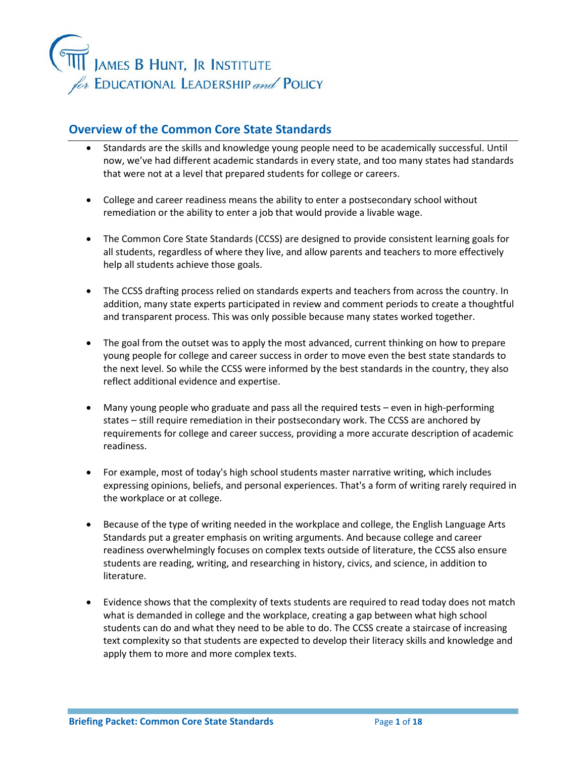JAMES B HUNT, JR INSTITUTE *for* EDUCATIONAL LEADERSHIP *and* POLICY

## Overview of the Common Core State Standards

- Standards are the skills and knowledge young people need to be academically successful. Until now, we've had different academic standards in every state, and too many states had standards that were not at a level that prepared students for college or careers.

- College and career readiness means the ability to enter a postsecondary school without remediation or the ability to enter a job that would provide a livable wage.

- The Common Core State Standards (CCSS) are designed to provide consistent learning goals for all students, regardless of where they live, and allow parents and teachers to more effectively help all students achieve those goals.

- The CCSS drafting process relied on standards experts and teachers from across the country. In addition, many state experts participated in review and comment periods to create a thoughtful and transparent process. This was only possible because many states worked together.

- The goal from the outset was to apply the most advanced, current thinking on how to prepare young people for college and career success in order to move even the best state standards to the next level. So while the CCSS were informed by the best standards in the country, they also reflect additional evidence and expertise.

- Many young people who graduate and pass all the required tests – even in high-performing states – still require remediation in their postsecondary work. The CCSS are anchored by requirements for college and career success, providing a more accurate description of academic readiness.

- For example, most of today's high school students master narrative writing, which includes expressing opinions, beliefs, and personal experiences. That's a form of writing rarely required in the workplace or at college.

- Because of the type of writing needed in the workplace and college, the English Language Arts Standards put a greater emphasis on writing arguments. And because college and career readiness overwhelmingly focuses on complex texts outside of literature, the CCSS also ensure students are reading, writing, and researching in history, civics, and science, in addition to literature.

- Evidence shows that the complexity of texts students are required to read today does not match what is demanded in college and the workplace, creating a gap between what high school students can do and what they need to be able to do. The CCSS create a staircase of increasing text complexity so that students are expected to develop their literacy skills and knowledge and apply them to more and more complex texts.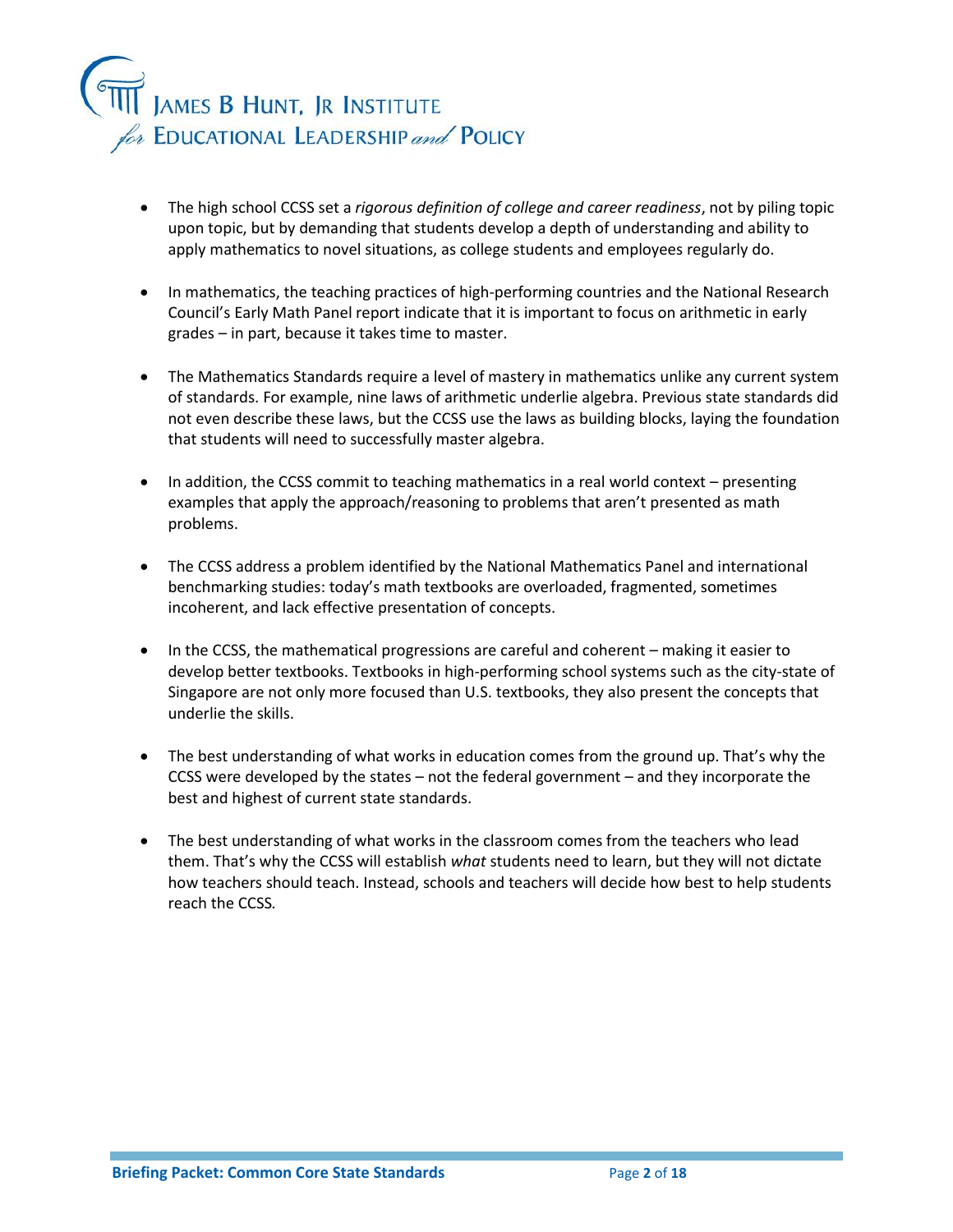- The high school CCSS set a *rigorous definition of college and career readiness*, not by piling topic upon topic, but by demanding that students develop a depth of understanding and ability to apply mathematics to novel situations, as college students and employees regularly do.

- In mathematics, the teaching practices of high-performing countries and the National Research Council's Early Math Panel report indicate that it is important to focus on arithmetic in early grades – in part, because it takes time to master.

- The Mathematics Standards require a level of mastery in mathematics unlike any current system of standards. For example, nine laws of arithmetic underlie algebra. Previous state standards did not even describe these laws, but the CCSS use the laws as building blocks, laying the foundation that students will need to successfully master algebra.

- In addition, the CCSS commit to teaching mathematics in a real world context – presenting examples that apply the approach/reasoning to problems that aren't presented as math problems.

- The CCSS address a problem identified by the National Mathematics Panel and international benchmarking studies: today's math textbooks are overloaded, fragmented, sometimes incoherent, and lack effective presentation of concepts.

- In the CCSS, the mathematical progressions are careful and coherent – making it easier to develop better textbooks. Textbooks in high-performing school systems such as the city-state of Singapore are not only more focused than U.S. textbooks, they also present the concepts that underlie the skills.

- The best understanding of what works in education comes from the ground up. That's why the CCSS were developed by the states – not the federal government – and they incorporate the best and highest of current state standards.

- The best understanding of what works in the classroom comes from the teachers who lead them. That's why the CCSS will establish *what* students need to learn, but they will not dictate how teachers should teach. Instead, schools and teachers will decide how best to help students reach the CCSS.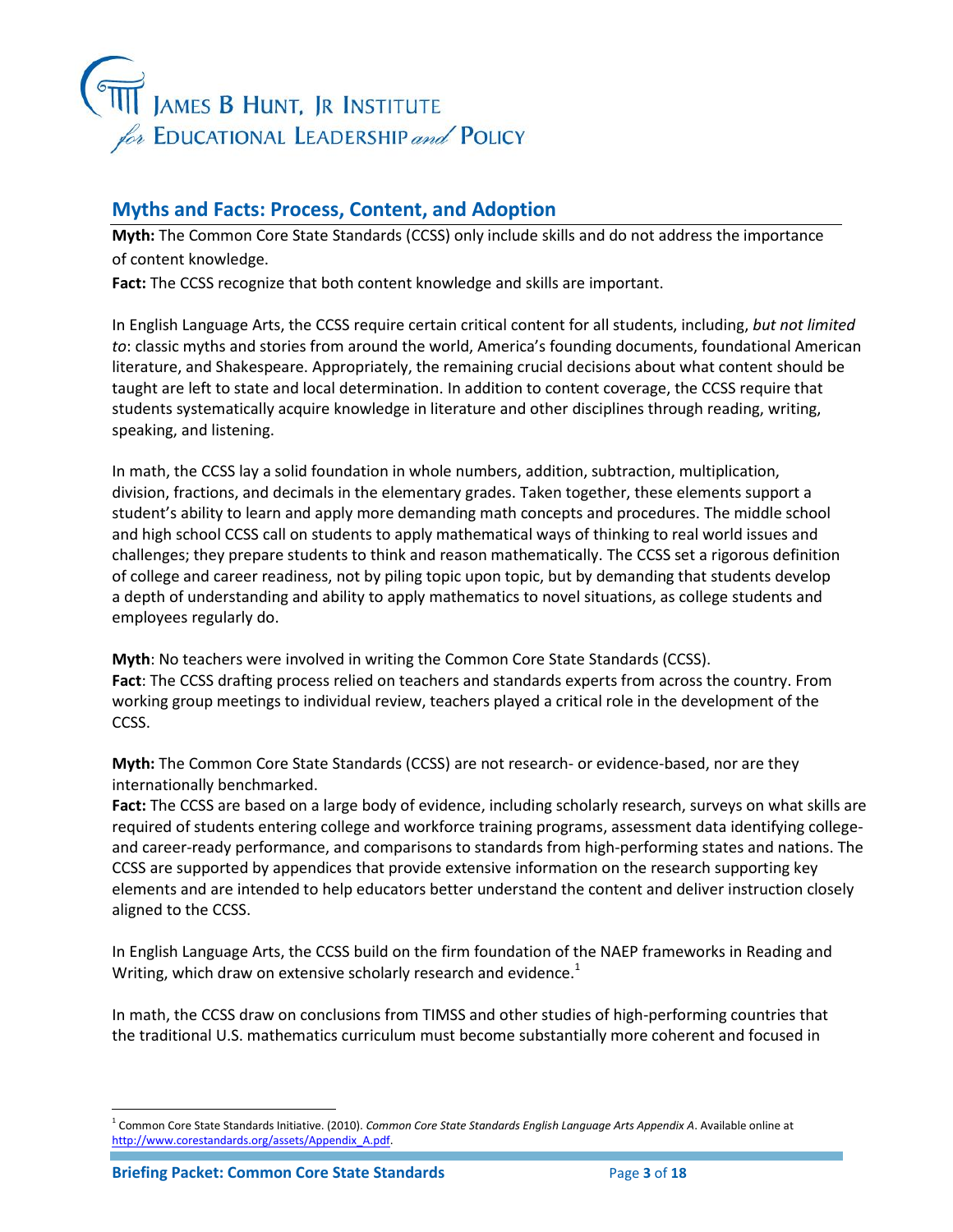## Myths and Facts: Process, Content, and Adoption

**Myth:** The Common Core State Standards (CCSS) only include skills and do not address the importance of content knowledge.
**Fact:** The CCSS recognize that both content knowledge and skills are important.

In English Language Arts, the CCSS require certain critical content for all students, including, *but not limited to*: classic myths and stories from around the world, America's founding documents, foundational American literature, and Shakespeare. Appropriately, the remaining crucial decisions about what content should be taught are left to state and local determination. In addition to content coverage, the CCSS require that students systematically acquire knowledge in literature and other disciplines through reading, writing, speaking, and listening.

In math, the CCSS lay a solid foundation in whole numbers, addition, subtraction, multiplication, division, fractions, and decimals in the elementary grades. Taken together, these elements support a student's ability to learn and apply more demanding math concepts and procedures. The middle school and high school CCSS call on students to apply mathematical ways of thinking to real world issues and challenges; they prepare students to think and reason mathematically. The CCSS set a rigorous definition of college and career readiness, not by piling topic upon topic, but by demanding that students develop a depth of understanding and ability to apply mathematics to novel situations, as college students and employees regularly do.

**Myth**: No teachers were involved in writing the Common Core State Standards (CCSS).
**Fact**: The CCSS drafting process relied on teachers and standards experts from across the country. From working group meetings to individual review, teachers played a critical role in the development of the CCSS.

**Myth:** The Common Core State Standards (CCSS) are not research- or evidence-based, nor are they internationally benchmarked.
**Fact:** The CCSS are based on a large body of evidence, including scholarly research, surveys on what skills are required of students entering college and workforce training programs, assessment data identifying college- and career-ready performance, and comparisons to standards from high-performing states and nations. The CCSS are supported by appendices that provide extensive information on the research supporting key elements and are intended to help educators better understand the content and deliver instruction closely aligned to the CCSS.

In English Language Arts, the CCSS build on the firm foundation of the NAEP frameworks in Reading and Writing, which draw on extensive scholarly research and evidence.[1]

In math, the CCSS draw on conclusions from TIMSS and other studies of high-performing countries that the traditional U.S. mathematics curriculum must become substantially more coherent and focused in

[1] Common Core State Standards Initiative. (2010). *Common Core State Standards English Language Arts Appendix A*. Available online at http://www.corestandards.org/assets/Appendix_A.pdf.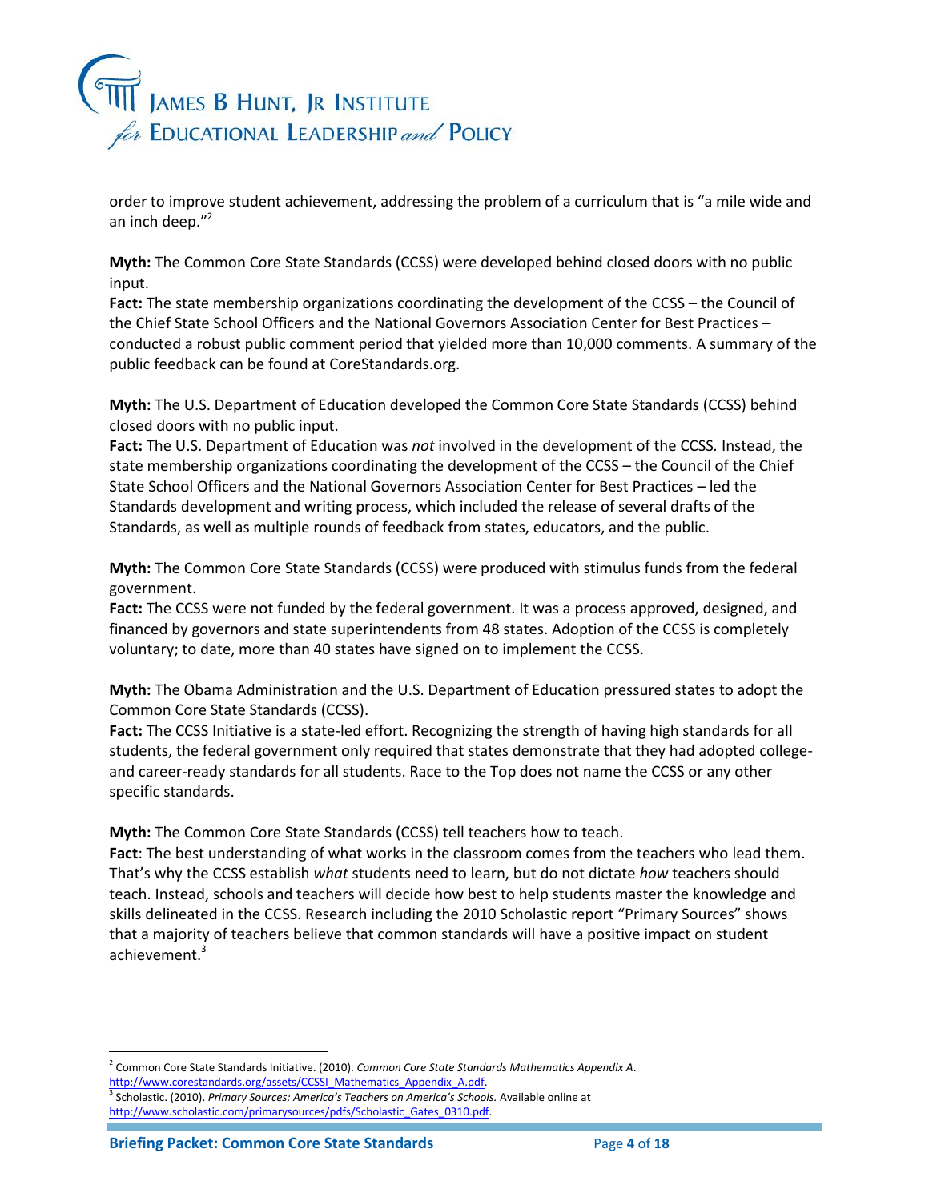order to improve student achievement, addressing the problem of a curriculum that is "a mile wide and an inch deep."[2]

**Myth:** The Common Core State Standards (CCSS) were developed behind closed doors with no public input.
**Fact:** The state membership organizations coordinating the development of the CCSS – the Council of the Chief State School Officers and the National Governors Association Center for Best Practices – conducted a robust public comment period that yielded more than 10,000 comments. A summary of the public feedback can be found at CoreStandards.org.

**Myth:** The U.S. Department of Education developed the Common Core State Standards (CCSS) behind closed doors with no public input.
**Fact:** The U.S. Department of Education was *not* involved in the development of the CCSS. Instead, the state membership organizations coordinating the development of the CCSS – the Council of the Chief State School Officers and the National Governors Association Center for Best Practices – led the Standards development and writing process, which included the release of several drafts of the Standards, as well as multiple rounds of feedback from states, educators, and the public.

**Myth:** The Common Core State Standards (CCSS) were produced with stimulus funds from the federal government.
**Fact:** The CCSS were not funded by the federal government. It was a process approved, designed, and financed by governors and state superintendents from 48 states. Adoption of the CCSS is completely voluntary; to date, more than 40 states have signed on to implement the CCSS.

**Myth:** The Obama Administration and the U.S. Department of Education pressured states to adopt the Common Core State Standards (CCSS).
**Fact:** The CCSS Initiative is a state-led effort. Recognizing the strength of having high standards for all students, the federal government only required that states demonstrate that they had adopted college- and career-ready standards for all students. Race to the Top does not name the CCSS or any other specific standards.

**Myth:** The Common Core State Standards (CCSS) tell teachers how to teach.
**Fact**: The best understanding of what works in the classroom comes from the teachers who lead them. That's why the CCSS establish *what* students need to learn, but do not dictate *how* teachers should teach. Instead, schools and teachers will decide how best to help students master the knowledge and skills delineated in the CCSS. Research including the 2010 Scholastic report "Primary Sources" shows that a majority of teachers believe that common standards will have a positive impact on student achievement.[3]

---

[2] Common Core State Standards Initiative. (2010). *Common Core State Standards Mathematics Appendix A*. http://www.corestandards.org/assets/CCSSI_Mathematics_Appendix_A.pdf.

[3] Scholastic. (2010). *Primary Sources: America's Teachers on America's Schools.* Available online at http://www.scholastic.com/primarysources/pdfs/Scholastic_Gates_0310.pdf.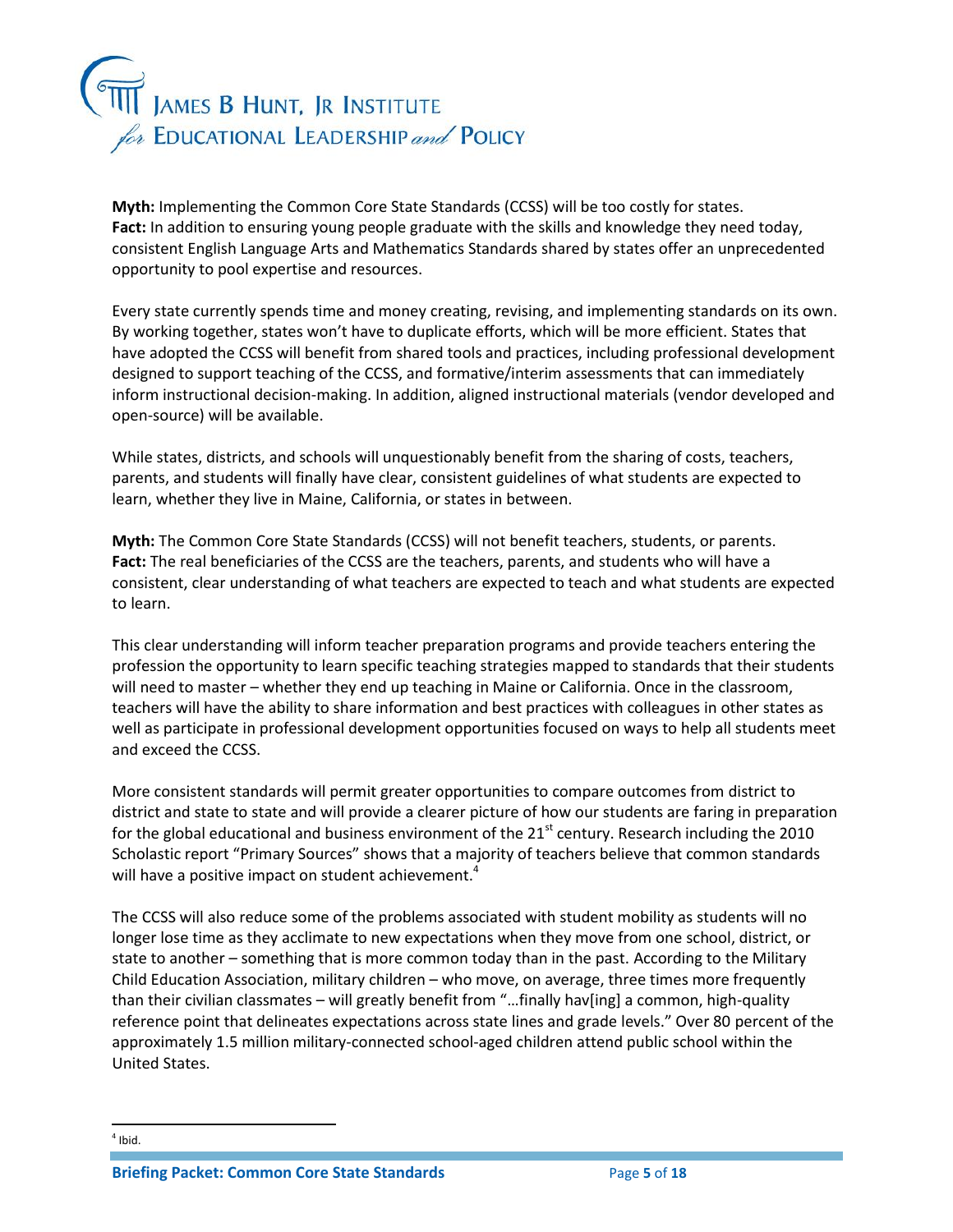**Myth:** Implementing the Common Core State Standards (CCSS) will be too costly for states.
**Fact:** In addition to ensuring young people graduate with the skills and knowledge they need today, consistent English Language Arts and Mathematics Standards shared by states offer an unprecedented opportunity to pool expertise and resources.

Every state currently spends time and money creating, revising, and implementing standards on its own. By working together, states won't have to duplicate efforts, which will be more efficient. States that have adopted the CCSS will benefit from shared tools and practices, including professional development designed to support teaching of the CCSS, and formative/interim assessments that can immediately inform instructional decision-making. In addition, aligned instructional materials (vendor developed and open-source) will be available.

While states, districts, and schools will unquestionably benefit from the sharing of costs, teachers, parents, and students will finally have clear, consistent guidelines of what students are expected to learn, whether they live in Maine, California, or states in between.

**Myth:** The Common Core State Standards (CCSS) will not benefit teachers, students, or parents.
**Fact:** The real beneficiaries of the CCSS are the teachers, parents, and students who will have a consistent, clear understanding of what teachers are expected to teach and what students are expected to learn.

This clear understanding will inform teacher preparation programs and provide teachers entering the profession the opportunity to learn specific teaching strategies mapped to standards that their students will need to master – whether they end up teaching in Maine or California. Once in the classroom, teachers will have the ability to share information and best practices with colleagues in other states as well as participate in professional development opportunities focused on ways to help all students meet and exceed the CCSS.

More consistent standards will permit greater opportunities to compare outcomes from district to district and state to state and will provide a clearer picture of how our students are faring in preparation for the global educational and business environment of the 21st century. Research including the 2010 Scholastic report "Primary Sources" shows that a majority of teachers believe that common standards will have a positive impact on student achievement.[4]

The CCSS will also reduce some of the problems associated with student mobility as students will no longer lose time as they acclimate to new expectations when they move from one school, district, or state to another – something that is more common today than in the past. According to the Military Child Education Association, military children – who move, on average, three times more frequently than their civilian classmates – will greatly benefit from "…finally hav[ing] a common, high-quality reference point that delineates expectations across state lines and grade levels." Over 80 percent of the approximately 1.5 million military-connected school-aged children attend public school within the United States.

[4] Ibid.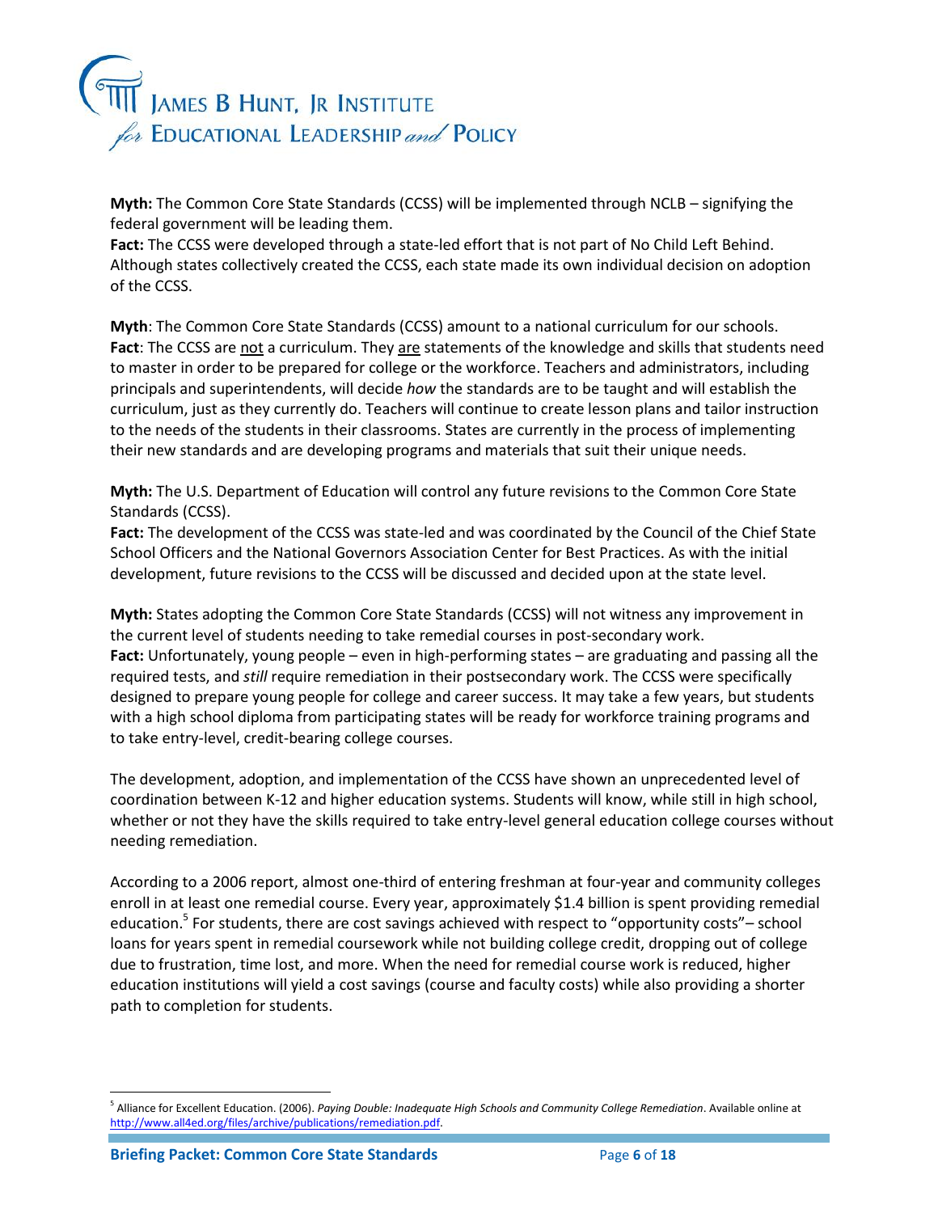**Myth:** The Common Core State Standards (CCSS) will be implemented through NCLB – signifying the federal government will be leading them.
**Fact:** The CCSS were developed through a state-led effort that is not part of No Child Left Behind. Although states collectively created the CCSS, each state made its own individual decision on adoption of the CCSS.

**Myth**: The Common Core State Standards (CCSS) amount to a national curriculum for our schools.
**Fact**: The CCSS are not a curriculum. They are statements of the knowledge and skills that students need to master in order to be prepared for college or the workforce. Teachers and administrators, including principals and superintendents, will decide *how* the standards are to be taught and will establish the curriculum, just as they currently do. Teachers will continue to create lesson plans and tailor instruction to the needs of the students in their classrooms. States are currently in the process of implementing their new standards and are developing programs and materials that suit their unique needs.

**Myth:** The U.S. Department of Education will control any future revisions to the Common Core State Standards (CCSS).
**Fact:** The development of the CCSS was state-led and was coordinated by the Council of the Chief State School Officers and the National Governors Association Center for Best Practices. As with the initial development, future revisions to the CCSS will be discussed and decided upon at the state level.

**Myth:** States adopting the Common Core State Standards (CCSS) will not witness any improvement in the current level of students needing to take remedial courses in post-secondary work.
**Fact:** Unfortunately, young people – even in high-performing states – are graduating and passing all the required tests, and *still* require remediation in their postsecondary work. The CCSS were specifically designed to prepare young people for college and career success. It may take a few years, but students with a high school diploma from participating states will be ready for workforce training programs and to take entry-level, credit-bearing college courses.

The development, adoption, and implementation of the CCSS have shown an unprecedented level of coordination between K-12 and higher education systems. Students will know, while still in high school, whether or not they have the skills required to take entry-level general education college courses without needing remediation.

According to a 2006 report, almost one-third of entering freshman at four-year and community colleges enroll in at least one remedial course. Every year, approximately $1.4 billion is spent providing remedial education.[5] For students, there are cost savings achieved with respect to "opportunity costs"– school loans for years spent in remedial coursework while not building college credit, dropping out of college due to frustration, time lost, and more. When the need for remedial course work is reduced, higher education institutions will yield a cost savings (course and faculty costs) while also providing a shorter path to completion for students.

---

[5] Alliance for Excellent Education. (2006). *Paying Double: Inadequate High Schools and Community College Remediation*. Available online at http://www.all4ed.org/files/archive/publications/remediation.pdf.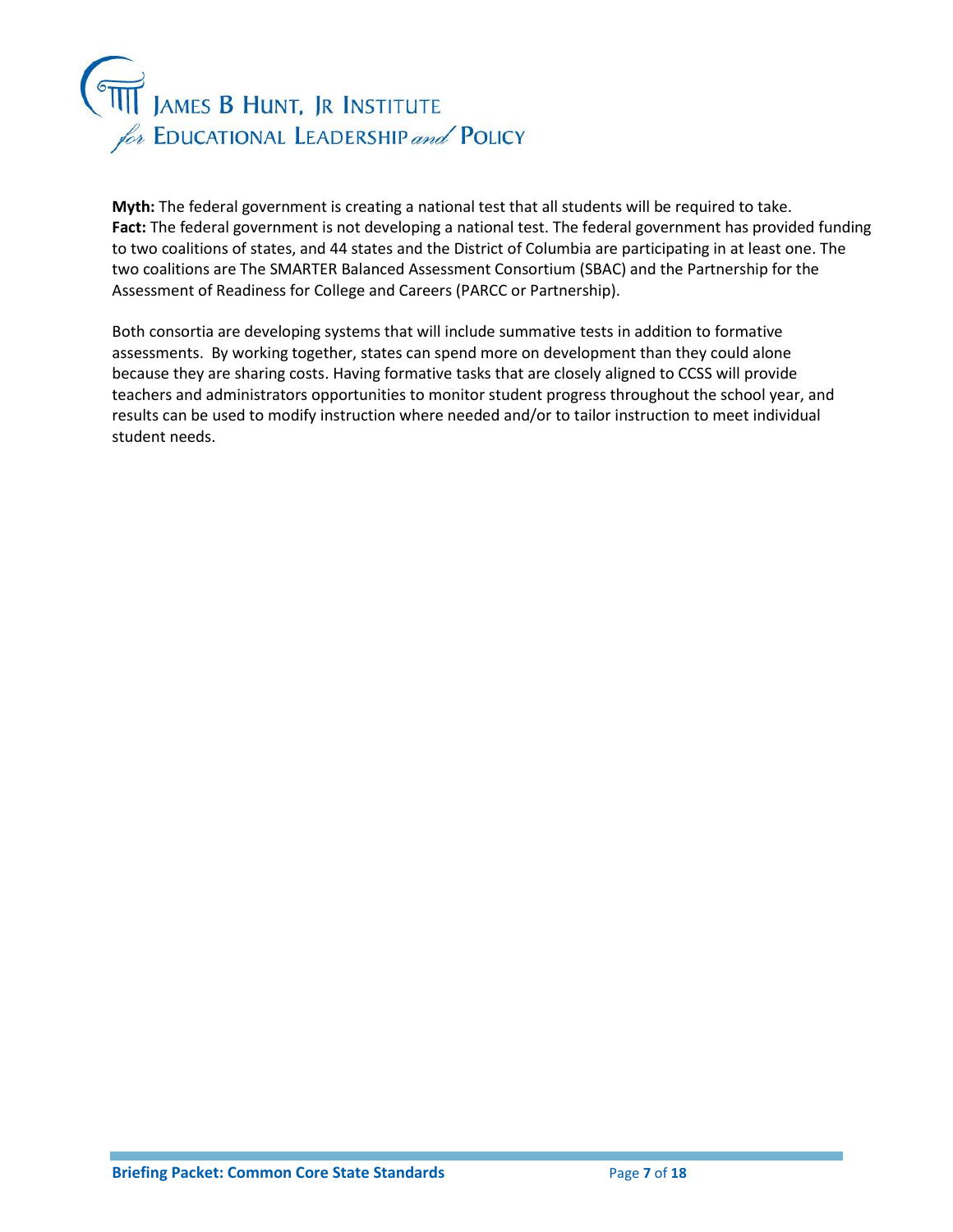**Myth:** The federal government is creating a national test that all students will be required to take.
**Fact:** The federal government is not developing a national test. The federal government has provided funding to two coalitions of states, and 44 states and the District of Columbia are participating in at least one. The two coalitions are The SMARTER Balanced Assessment Consortium (SBAC) and the Partnership for the Assessment of Readiness for College and Careers (PARCC or Partnership).

Both consortia are developing systems that will include summative tests in addition to formative assessments. By working together, states can spend more on development than they could alone because they are sharing costs. Having formative tasks that are closely aligned to CCSS will provide teachers and administrators opportunities to monitor student progress throughout the school year, and results can be used to modify instruction where needed and/or to tailor instruction to meet individual student needs.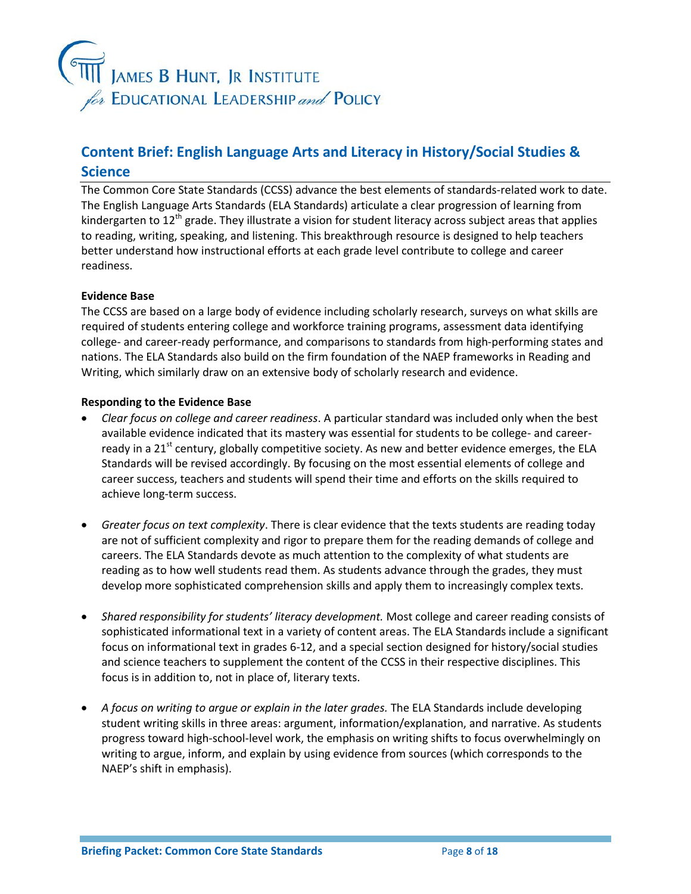# Content Brief: English Language Arts and Literacy in History/Social Studies & Science

The Common Core State Standards (CCSS) advance the best elements of standards-related work to date. The English Language Arts Standards (ELA Standards) articulate a clear progression of learning from kindergarten to 12th grade. They illustrate a vision for student literacy across subject areas that applies to reading, writing, speaking, and listening. This breakthrough resource is designed to help teachers better understand how instructional efforts at each grade level contribute to college and career readiness.

**Evidence Base**

The CCSS are based on a large body of evidence including scholarly research, surveys on what skills are required of students entering college and workforce training programs, assessment data identifying college- and career-ready performance, and comparisons to standards from high-performing states and nations. The ELA Standards also build on the firm foundation of the NAEP frameworks in Reading and Writing, which similarly draw on an extensive body of scholarly research and evidence.

**Responding to the Evidence Base**

- *Clear focus on college and career readiness*. A particular standard was included only when the best available evidence indicated that its mastery was essential for students to be college- and career-ready in a 21st century, globally competitive society. As new and better evidence emerges, the ELA Standards will be revised accordingly. By focusing on the most essential elements of college and career success, teachers and students will spend their time and efforts on the skills required to achieve long-term success.

- *Greater focus on text complexity*. There is clear evidence that the texts students are reading today are not of sufficient complexity and rigor to prepare them for the reading demands of college and careers. The ELA Standards devote as much attention to the complexity of what students are reading as to how well students read them. As students advance through the grades, they must develop more sophisticated comprehension skills and apply them to increasingly complex texts.

- *Shared responsibility for students' literacy development.* Most college and career reading consists of sophisticated informational text in a variety of content areas. The ELA Standards include a significant focus on informational text in grades 6-12, and a special section designed for history/social studies and science teachers to supplement the content of the CCSS in their respective disciplines. This focus is in addition to, not in place of, literary texts.

- *A focus on writing to argue or explain in the later grades.* The ELA Standards include developing student writing skills in three areas: argument, information/explanation, and narrative. As students progress toward high-school-level work, the emphasis on writing shifts to focus overwhelmingly on writing to argue, inform, and explain by using evidence from sources (which corresponds to the NAEP's shift in emphasis).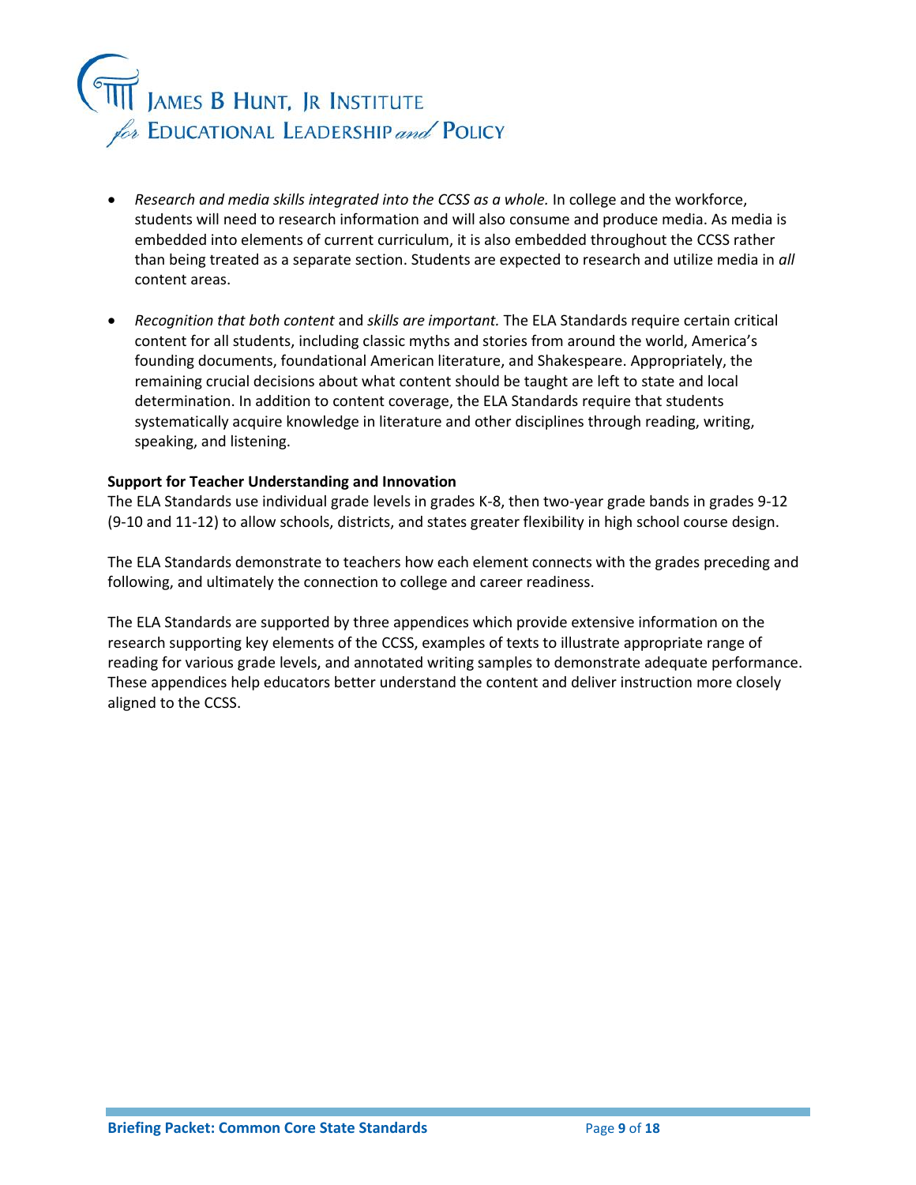- *Research and media skills integrated into the CCSS as a whole.* In college and the workforce, students will need to research information and will also consume and produce media. As media is embedded into elements of current curriculum, it is also embedded throughout the CCSS rather than being treated as a separate section. Students are expected to research and utilize media in *all* content areas.

- *Recognition that both content* and *skills are important.* The ELA Standards require certain critical content for all students, including classic myths and stories from around the world, America's founding documents, foundational American literature, and Shakespeare. Appropriately, the remaining crucial decisions about what content should be taught are left to state and local determination. In addition to content coverage, the ELA Standards require that students systematically acquire knowledge in literature and other disciplines through reading, writing, speaking, and listening.

**Support for Teacher Understanding and Innovation**

The ELA Standards use individual grade levels in grades K-8, then two-year grade bands in grades 9-12 (9-10 and 11-12) to allow schools, districts, and states greater flexibility in high school course design.

The ELA Standards demonstrate to teachers how each element connects with the grades preceding and following, and ultimately the connection to college and career readiness.

The ELA Standards are supported by three appendices which provide extensive information on the research supporting key elements of the CCSS, examples of texts to illustrate appropriate range of reading for various grade levels, and annotated writing samples to demonstrate adequate performance. These appendices help educators better understand the content and deliver instruction more closely aligned to the CCSS.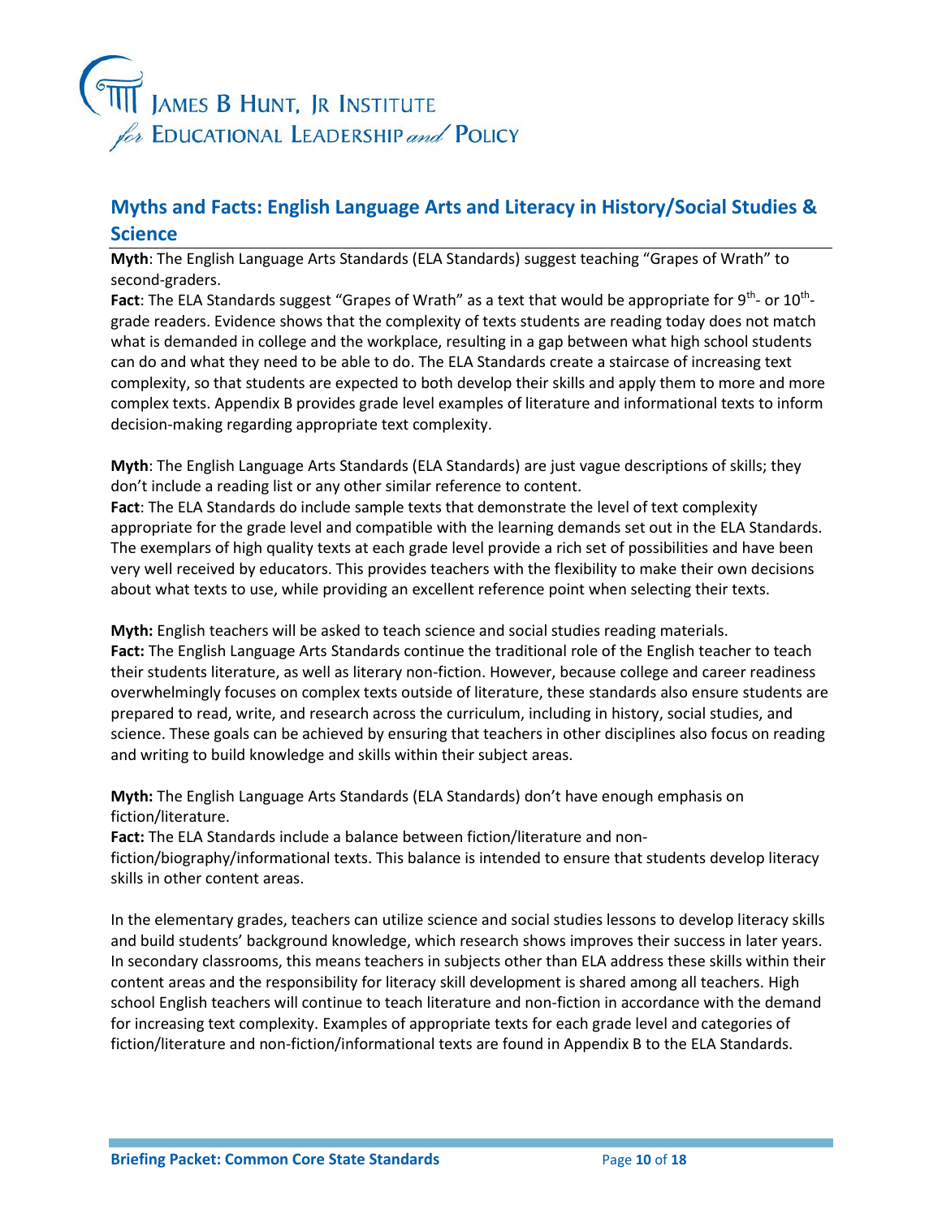## Myths and Facts: English Language Arts and Literacy in History/Social Studies & Science

**Myth**: The English Language Arts Standards (ELA Standards) suggest teaching "Grapes of Wrath" to second-graders.

**Fact**: The ELA Standards suggest "Grapes of Wrath" as a text that would be appropriate for 9th- or 10th-grade readers. Evidence shows that the complexity of texts students are reading today does not match what is demanded in college and the workplace, resulting in a gap between what high school students can do and what they need to be able to do. The ELA Standards create a staircase of increasing text complexity, so that students are expected to both develop their skills and apply them to more and more complex texts. Appendix B provides grade level examples of literature and informational texts to inform decision-making regarding appropriate text complexity.

**Myth**: The English Language Arts Standards (ELA Standards) are just vague descriptions of skills; they don't include a reading list or any other similar reference to content.

**Fact**: The ELA Standards do include sample texts that demonstrate the level of text complexity appropriate for the grade level and compatible with the learning demands set out in the ELA Standards. The exemplars of high quality texts at each grade level provide a rich set of possibilities and have been very well received by educators. This provides teachers with the flexibility to make their own decisions about what texts to use, while providing an excellent reference point when selecting their texts.

**Myth:** English teachers will be asked to teach science and social studies reading materials.

**Fact:** The English Language Arts Standards continue the traditional role of the English teacher to teach their students literature, as well as literary non-fiction. However, because college and career readiness overwhelmingly focuses on complex texts outside of literature, these standards also ensure students are prepared to read, write, and research across the curriculum, including in history, social studies, and science. These goals can be achieved by ensuring that teachers in other disciplines also focus on reading and writing to build knowledge and skills within their subject areas.

**Myth:** The English Language Arts Standards (ELA Standards) don't have enough emphasis on fiction/literature.

**Fact:** The ELA Standards include a balance between fiction/literature and non-fiction/biography/informational texts. This balance is intended to ensure that students develop literacy skills in other content areas.

In the elementary grades, teachers can utilize science and social studies lessons to develop literacy skills and build students' background knowledge, which research shows improves their success in later years. In secondary classrooms, this means teachers in subjects other than ELA address these skills within their content areas and the responsibility for literacy skill development is shared among all teachers. High school English teachers will continue to teach literature and non-fiction in accordance with the demand for increasing text complexity. Examples of appropriate texts for each grade level and categories of fiction/literature and non-fiction/informational texts are found in Appendix B to the ELA Standards.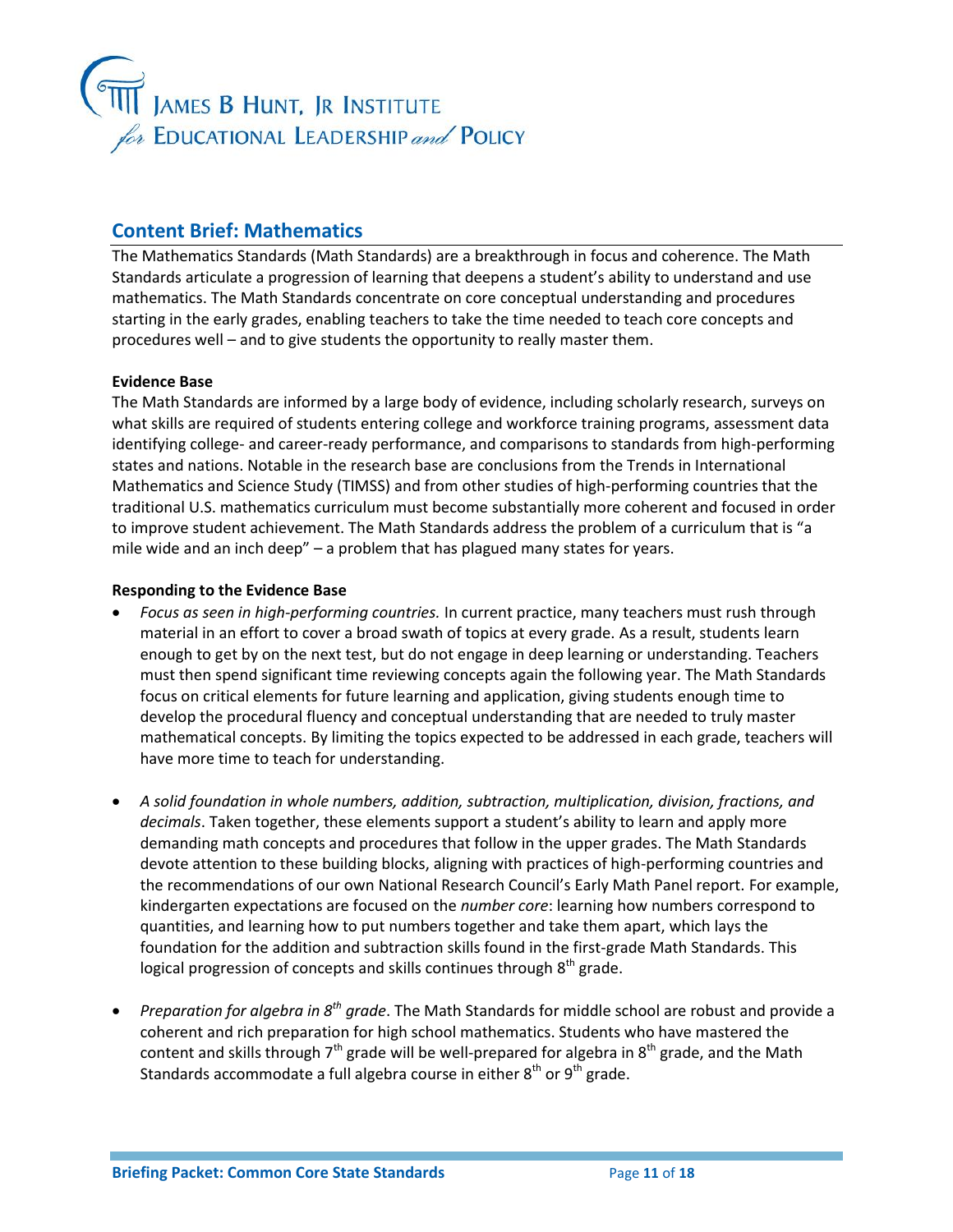## Content Brief: Mathematics

The Mathematics Standards (Math Standards) are a breakthrough in focus and coherence. The Math Standards articulate a progression of learning that deepens a student's ability to understand and use mathematics. The Math Standards concentrate on core conceptual understanding and procedures starting in the early grades, enabling teachers to take the time needed to teach core concepts and procedures well – and to give students the opportunity to really master them.

**Evidence Base**

The Math Standards are informed by a large body of evidence, including scholarly research, surveys on what skills are required of students entering college and workforce training programs, assessment data identifying college- and career-ready performance, and comparisons to standards from high-performing states and nations. Notable in the research base are conclusions from the Trends in International Mathematics and Science Study (TIMSS) and from other studies of high-performing countries that the traditional U.S. mathematics curriculum must become substantially more coherent and focused in order to improve student achievement. The Math Standards address the problem of a curriculum that is "a mile wide and an inch deep" – a problem that has plagued many states for years.

**Responding to the Evidence Base**

- *Focus as seen in high-performing countries.* In current practice, many teachers must rush through material in an effort to cover a broad swath of topics at every grade. As a result, students learn enough to get by on the next test, but do not engage in deep learning or understanding. Teachers must then spend significant time reviewing concepts again the following year. The Math Standards focus on critical elements for future learning and application, giving students enough time to develop the procedural fluency and conceptual understanding that are needed to truly master mathematical concepts. By limiting the topics expected to be addressed in each grade, teachers will have more time to teach for understanding.

- *A solid foundation in whole numbers, addition, subtraction, multiplication, division, fractions, and decimals*. Taken together, these elements support a student's ability to learn and apply more demanding math concepts and procedures that follow in the upper grades. The Math Standards devote attention to these building blocks, aligning with practices of high-performing countries and the recommendations of our own National Research Council's Early Math Panel report. For example, kindergarten expectations are focused on the *number core*: learning how numbers correspond to quantities, and learning how to put numbers together and take them apart, which lays the foundation for the addition and subtraction skills found in the first-grade Math Standards. This logical progression of concepts and skills continues through 8th grade.

- *Preparation for algebra in 8th grade*. The Math Standards for middle school are robust and provide a coherent and rich preparation for high school mathematics. Students who have mastered the content and skills through 7th grade will be well-prepared for algebra in 8th grade, and the Math Standards accommodate a full algebra course in either 8th or 9th grade.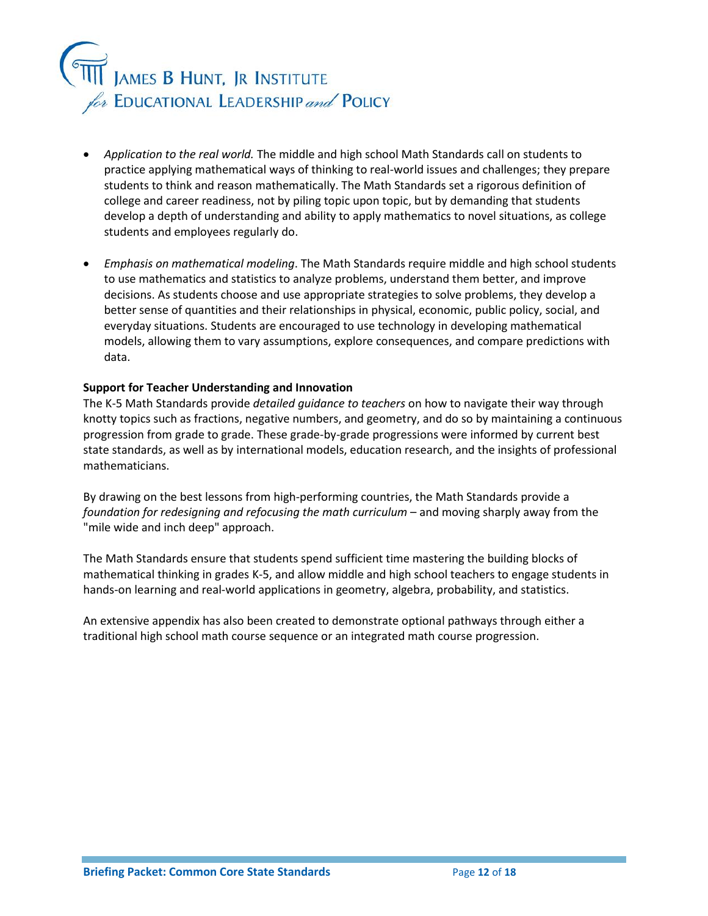- *Application to the real world.* The middle and high school Math Standards call on students to practice applying mathematical ways of thinking to real-world issues and challenges; they prepare students to think and reason mathematically. The Math Standards set a rigorous definition of college and career readiness, not by piling topic upon topic, but by demanding that students develop a depth of understanding and ability to apply mathematics to novel situations, as college students and employees regularly do.

- *Emphasis on mathematical modeling*. The Math Standards require middle and high school students to use mathematics and statistics to analyze problems, understand them better, and improve decisions. As students choose and use appropriate strategies to solve problems, they develop a better sense of quantities and their relationships in physical, economic, public policy, social, and everyday situations. Students are encouraged to use technology in developing mathematical models, allowing them to vary assumptions, explore consequences, and compare predictions with data.

**Support for Teacher Understanding and Innovation**

The K-5 Math Standards provide *detailed guidance to teachers* on how to navigate their way through knotty topics such as fractions, negative numbers, and geometry, and do so by maintaining a continuous progression from grade to grade. These grade-by-grade progressions were informed by current best state standards, as well as by international models, education research, and the insights of professional mathematicians.

By drawing on the best lessons from high-performing countries, the Math Standards provide a *foundation for redesigning and refocusing the math curriculum* – and moving sharply away from the "mile wide and inch deep" approach.

The Math Standards ensure that students spend sufficient time mastering the building blocks of mathematical thinking in grades K-5, and allow middle and high school teachers to engage students in hands-on learning and real-world applications in geometry, algebra, probability, and statistics.

An extensive appendix has also been created to demonstrate optional pathways through either a traditional high school math course sequence or an integrated math course progression.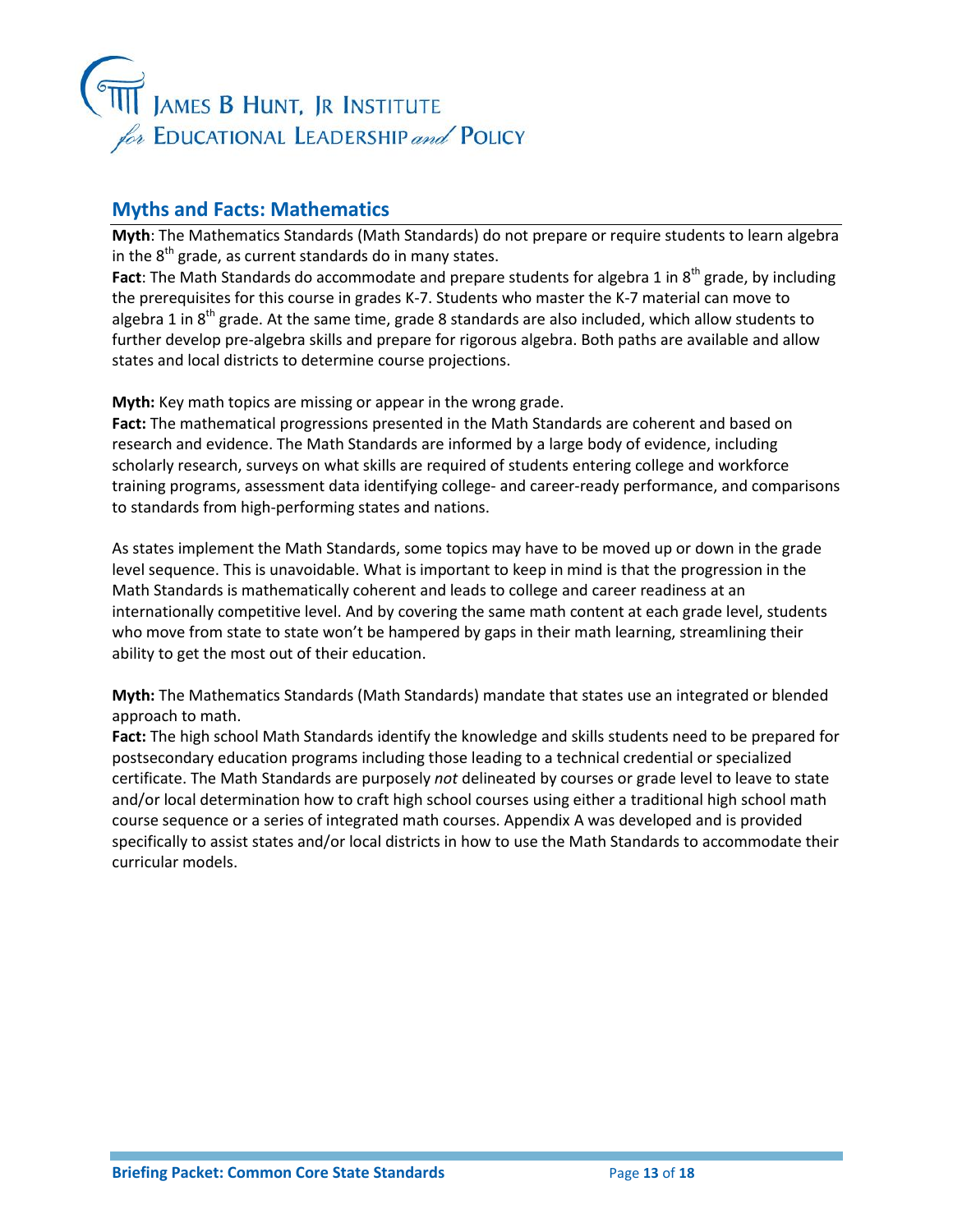## Myths and Facts: Mathematics

**Myth**: The Mathematics Standards (Math Standards) do not prepare or require students to learn algebra in the 8th grade, as current standards do in many states.

**Fact**: The Math Standards do accommodate and prepare students for algebra 1 in 8th grade, by including the prerequisites for this course in grades K-7. Students who master the K-7 material can move to algebra 1 in 8th grade. At the same time, grade 8 standards are also included, which allow students to further develop pre-algebra skills and prepare for rigorous algebra. Both paths are available and allow states and local districts to determine course projections.

**Myth:** Key math topics are missing or appear in the wrong grade.

**Fact:** The mathematical progressions presented in the Math Standards are coherent and based on research and evidence. The Math Standards are informed by a large body of evidence, including scholarly research, surveys on what skills are required of students entering college and workforce training programs, assessment data identifying college- and career-ready performance, and comparisons to standards from high-performing states and nations.

As states implement the Math Standards, some topics may have to be moved up or down in the grade level sequence. This is unavoidable. What is important to keep in mind is that the progression in the Math Standards is mathematically coherent and leads to college and career readiness at an internationally competitive level. And by covering the same math content at each grade level, students who move from state to state won't be hampered by gaps in their math learning, streamlining their ability to get the most out of their education.

**Myth:** The Mathematics Standards (Math Standards) mandate that states use an integrated or blended approach to math.

**Fact:** The high school Math Standards identify the knowledge and skills students need to be prepared for postsecondary education programs including those leading to a technical credential or specialized certificate. The Math Standards are purposely *not* delineated by courses or grade level to leave to state and/or local determination how to craft high school courses using either a traditional high school math course sequence or a series of integrated math courses. Appendix A was developed and is provided specifically to assist states and/or local districts in how to use the Math Standards to accommodate their curricular models.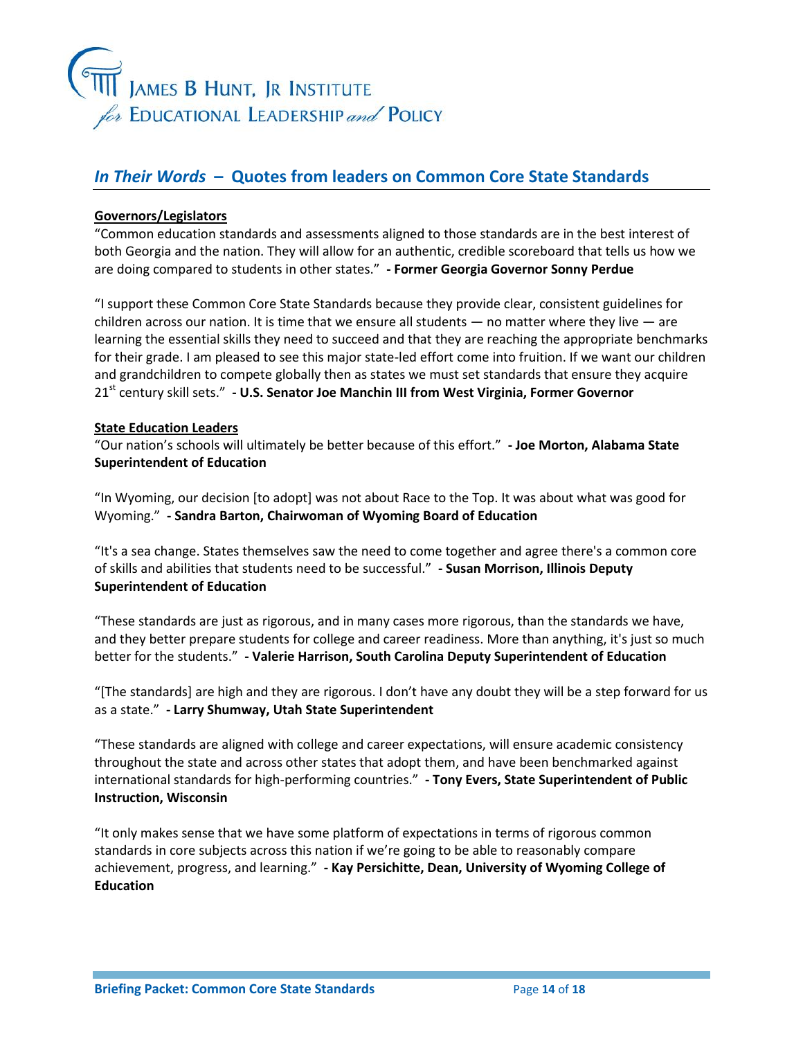JAMES B HUNT, JR INSTITUTE
*for* EDUCATIONAL LEADERSHIP *and* POLICY

## *In Their Words* – Quotes from leaders on Common Core State Standards

**Governors/Legislators**

"Common education standards and assessments aligned to those standards are in the best interest of both Georgia and the nation. They will allow for an authentic, credible scoreboard that tells us how we are doing compared to students in other states." **- Former Georgia Governor Sonny Perdue**

"I support these Common Core State Standards because they provide clear, consistent guidelines for children across our nation. It is time that we ensure all students — no matter where they live — are learning the essential skills they need to succeed and that they are reaching the appropriate benchmarks for their grade. I am pleased to see this major state-led effort come into fruition. If we want our children and grandchildren to compete globally then as states we must set standards that ensure they acquire 21st century skill sets." **- U.S. Senator Joe Manchin III from West Virginia, Former Governor**

**State Education Leaders**

"Our nation's schools will ultimately be better because of this effort." **- Joe Morton, Alabama State Superintendent of Education**

"In Wyoming, our decision [to adopt] was not about Race to the Top. It was about what was good for Wyoming." **- Sandra Barton, Chairwoman of Wyoming Board of Education**

"It's a sea change. States themselves saw the need to come together and agree there's a common core of skills and abilities that students need to be successful." **- Susan Morrison, Illinois Deputy Superintendent of Education**

"These standards are just as rigorous, and in many cases more rigorous, than the standards we have, and they better prepare students for college and career readiness. More than anything, it's just so much better for the students." **- Valerie Harrison, South Carolina Deputy Superintendent of Education**

"[The standards] are high and they are rigorous. I don't have any doubt they will be a step forward for us as a state." **- Larry Shumway, Utah State Superintendent**

"These standards are aligned with college and career expectations, will ensure academic consistency throughout the state and across other states that adopt them, and have been benchmarked against international standards for high-performing countries." **- Tony Evers, State Superintendent of Public Instruction, Wisconsin**

"It only makes sense that we have some platform of expectations in terms of rigorous common standards in core subjects across this nation if we're going to be able to reasonably compare achievement, progress, and learning." **- Kay Persichitte, Dean, University of Wyoming College of Education**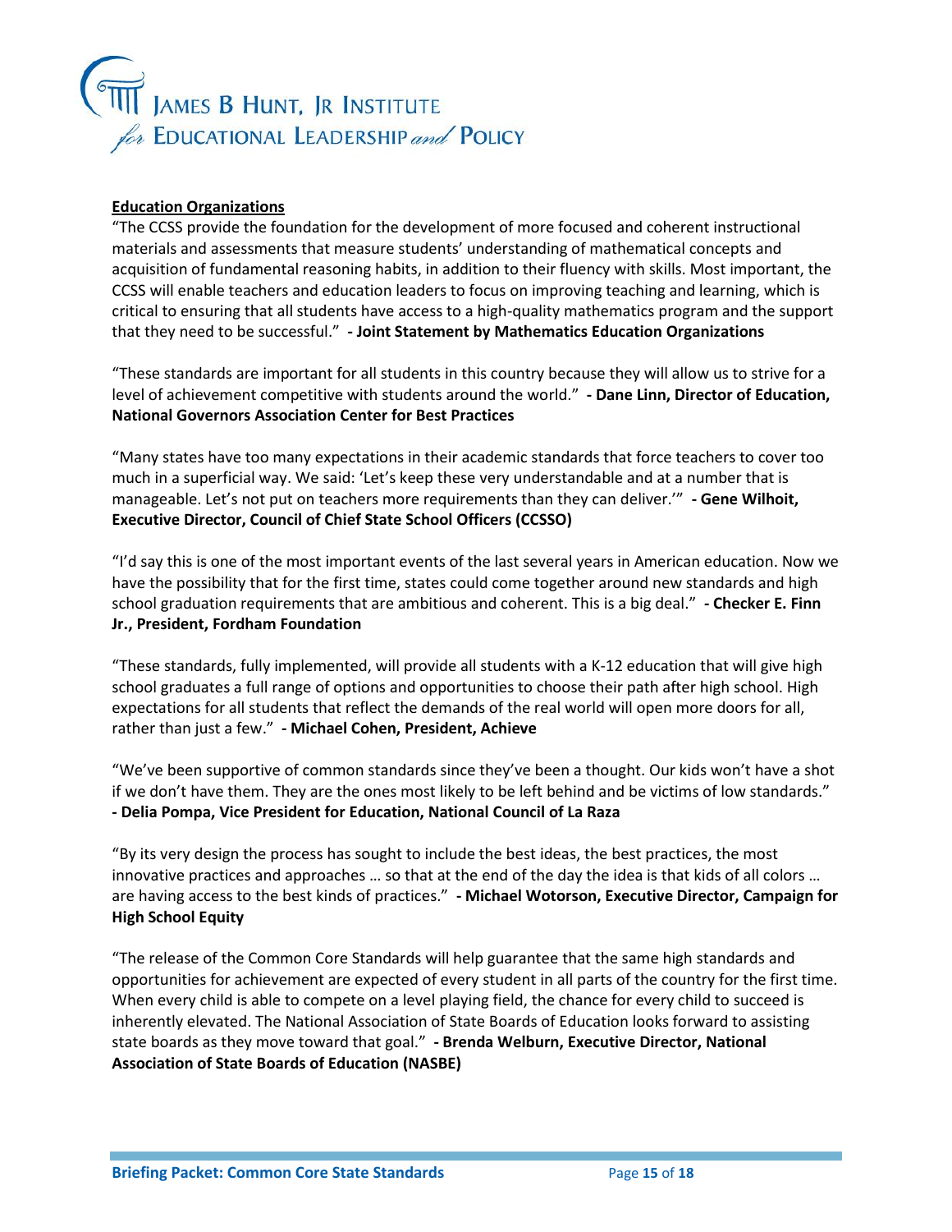**Education Organizations**

"The CCSS provide the foundation for the development of more focused and coherent instructional materials and assessments that measure students' understanding of mathematical concepts and acquisition of fundamental reasoning habits, in addition to their fluency with skills. Most important, the CCSS will enable teachers and education leaders to focus on improving teaching and learning, which is critical to ensuring that all students have access to a high-quality mathematics program and the support that they need to be successful." **- Joint Statement by Mathematics Education Organizations**

"These standards are important for all students in this country because they will allow us to strive for a level of achievement competitive with students around the world." **- Dane Linn, Director of Education, National Governors Association Center for Best Practices**

"Many states have too many expectations in their academic standards that force teachers to cover too much in a superficial way. We said: 'Let's keep these very understandable and at a number that is manageable. Let's not put on teachers more requirements than they can deliver.'" **- Gene Wilhoit, Executive Director, Council of Chief State School Officers (CCSSO)**

"I'd say this is one of the most important events of the last several years in American education. Now we have the possibility that for the first time, states could come together around new standards and high school graduation requirements that are ambitious and coherent. This is a big deal." **- Checker E. Finn Jr., President, Fordham Foundation**

"These standards, fully implemented, will provide all students with a K-12 education that will give high school graduates a full range of options and opportunities to choose their path after high school. High expectations for all students that reflect the demands of the real world will open more doors for all, rather than just a few." **- Michael Cohen, President, Achieve**

"We've been supportive of common standards since they've been a thought. Our kids won't have a shot if we don't have them. They are the ones most likely to be left behind and be victims of low standards." **- Delia Pompa, Vice President for Education, National Council of La Raza**

"By its very design the process has sought to include the best ideas, the best practices, the most innovative practices and approaches … so that at the end of the day the idea is that kids of all colors … are having access to the best kinds of practices." **- Michael Wotorson, Executive Director, Campaign for High School Equity**

"The release of the Common Core Standards will help guarantee that the same high standards and opportunities for achievement are expected of every student in all parts of the country for the first time. When every child is able to compete on a level playing field, the chance for every child to succeed is inherently elevated. The National Association of State Boards of Education looks forward to assisting state boards as they move toward that goal." **- Brenda Welburn, Executive Director, National Association of State Boards of Education (NASBE)**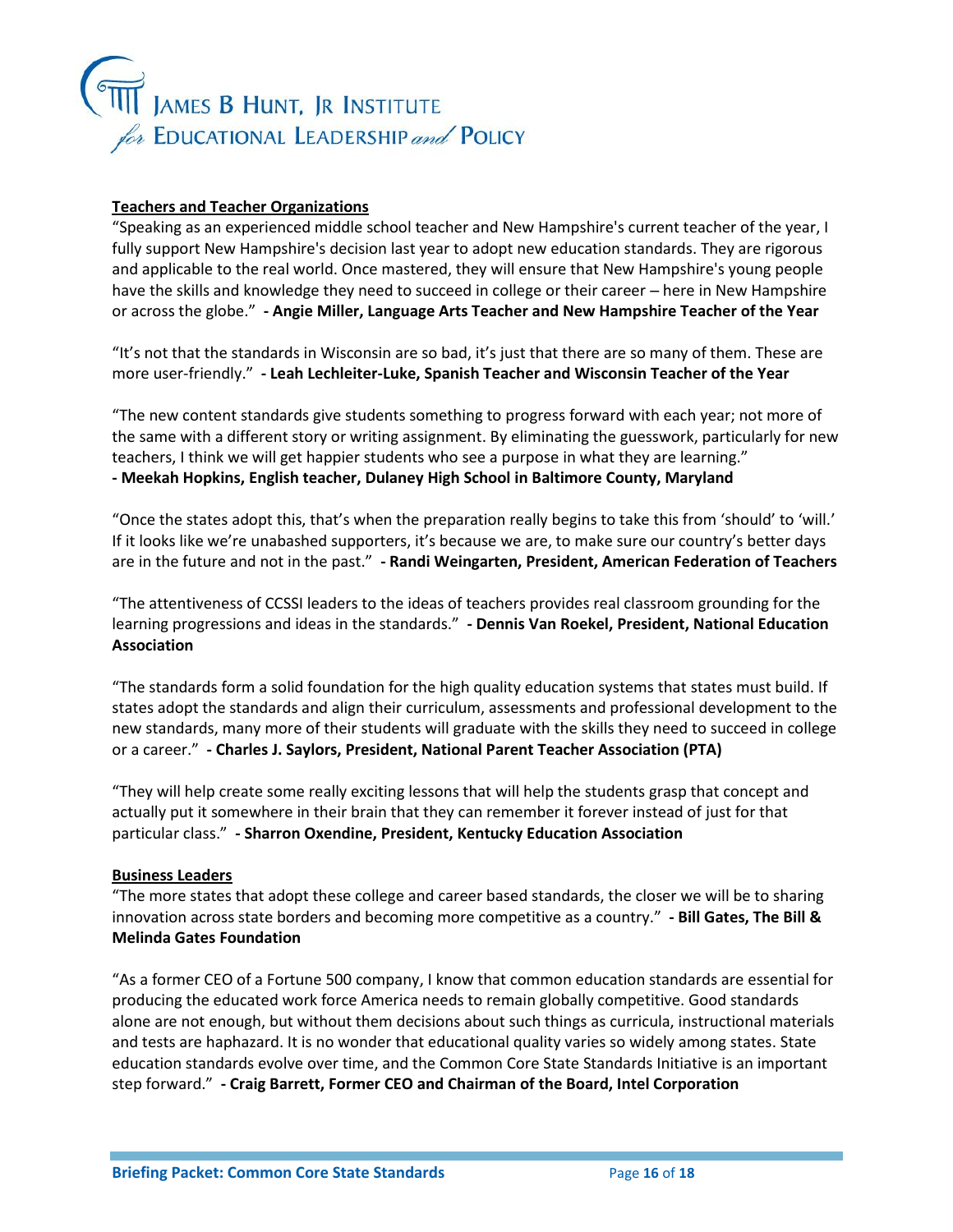**Teachers and Teacher Organizations**

"Speaking as an experienced middle school teacher and New Hampshire's current teacher of the year, I fully support New Hampshire's decision last year to adopt new education standards. They are rigorous and applicable to the real world. Once mastered, they will ensure that New Hampshire's young people have the skills and knowledge they need to succeed in college or their career – here in New Hampshire or across the globe." **- Angie Miller, Language Arts Teacher and New Hampshire Teacher of the Year**

"It's not that the standards in Wisconsin are so bad, it's just that there are so many of them. These are more user-friendly." **- Leah Lechleiter-Luke, Spanish Teacher and Wisconsin Teacher of the Year**

"The new content standards give students something to progress forward with each year; not more of the same with a different story or writing assignment. By eliminating the guesswork, particularly for new teachers, I think we will get happier students who see a purpose in what they are learning."
**- Meekah Hopkins, English teacher, Dulaney High School in Baltimore County, Maryland**

"Once the states adopt this, that's when the preparation really begins to take this from 'should' to 'will.' If it looks like we're unabashed supporters, it's because we are, to make sure our country's better days are in the future and not in the past." **- Randi Weingarten, President, American Federation of Teachers**

"The attentiveness of CCSSI leaders to the ideas of teachers provides real classroom grounding for the learning progressions and ideas in the standards." **- Dennis Van Roekel, President, National Education Association**

"The standards form a solid foundation for the high quality education systems that states must build. If states adopt the standards and align their curriculum, assessments and professional development to the new standards, many more of their students will graduate with the skills they need to succeed in college or a career." **- Charles J. Saylors, President, National Parent Teacher Association (PTA)**

"They will help create some really exciting lessons that will help the students grasp that concept and actually put it somewhere in their brain that they can remember it forever instead of just for that particular class." **- Sharron Oxendine, President, Kentucky Education Association**

**Business Leaders**

"The more states that adopt these college and career based standards, the closer we will be to sharing innovation across state borders and becoming more competitive as a country." **- Bill Gates, The Bill & Melinda Gates Foundation**

"As a former CEO of a Fortune 500 company, I know that common education standards are essential for producing the educated work force America needs to remain globally competitive. Good standards alone are not enough, but without them decisions about such things as curricula, instructional materials and tests are haphazard. It is no wonder that educational quality varies so widely among states. State education standards evolve over time, and the Common Core State Standards Initiative is an important step forward." **- Craig Barrett, Former CEO and Chairman of the Board, Intel Corporation**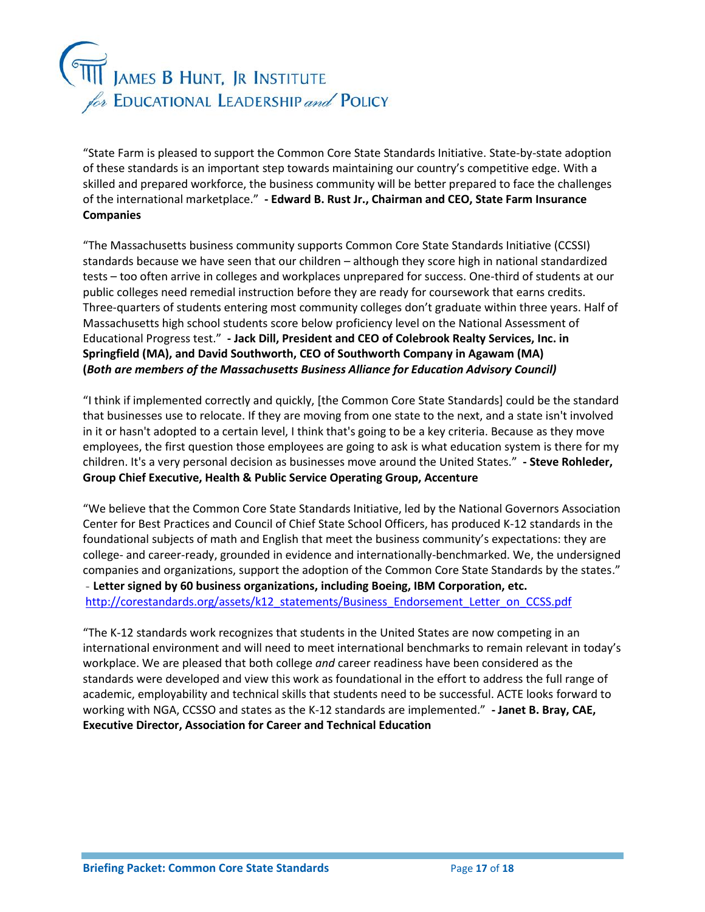"State Farm is pleased to support the Common Core State Standards Initiative. State-by-state adoption of these standards is an important step towards maintaining our country's competitive edge. With a skilled and prepared workforce, the business community will be better prepared to face the challenges of the international marketplace." **- Edward B. Rust Jr., Chairman and CEO, State Farm Insurance Companies**

"The Massachusetts business community supports Common Core State Standards Initiative (CCSSI) standards because we have seen that our children – although they score high in national standardized tests – too often arrive in colleges and workplaces unprepared for success. One-third of students at our public colleges need remedial instruction before they are ready for coursework that earns credits. Three-quarters of students entering most community colleges don't graduate within three years. Half of Massachusetts high school students score below proficiency level on the National Assessment of Educational Progress test." **- Jack Dill, President and CEO of Colebrook Realty Services, Inc. in Springfield (MA), and David Southworth, CEO of Southworth Company in Agawam (MA) (*Both are members of the Massachusetts Business Alliance for Education Advisory Council)***

"I think if implemented correctly and quickly, [the Common Core State Standards] could be the standard that businesses use to relocate. If they are moving from one state to the next, and a state isn't involved in it or hasn't adopted to a certain level, I think that's going to be a key criteria. Because as they move employees, the first question those employees are going to ask is what education system is there for my children. It's a very personal decision as businesses move around the United States." **- Steve Rohleder, Group Chief Executive, Health & Public Service Operating Group, Accenture**

"We believe that the Common Core State Standards Initiative, led by the National Governors Association Center for Best Practices and Council of Chief State School Officers, has produced K-12 standards in the foundational subjects of math and English that meet the business community's expectations: they are college- and career-ready, grounded in evidence and internationally-benchmarked. We, the undersigned companies and organizations, support the adoption of the Common Core State Standards by the states." - **Letter signed by 60 business organizations, including Boeing, IBM Corporation, etc.** http://corestandards.org/assets/k12_statements/Business_Endorsement_Letter_on_CCSS.pdf

"The K-12 standards work recognizes that students in the United States are now competing in an international environment and will need to meet international benchmarks to remain relevant in today's workplace. We are pleased that both college *and* career readiness have been considered as the standards were developed and view this work as foundational in the effort to address the full range of academic, employability and technical skills that students need to be successful. ACTE looks forward to working with NGA, CCSSO and states as the K-12 standards are implemented." **- Janet B. Bray, CAE, Executive Director, Association for Career and Technical Education**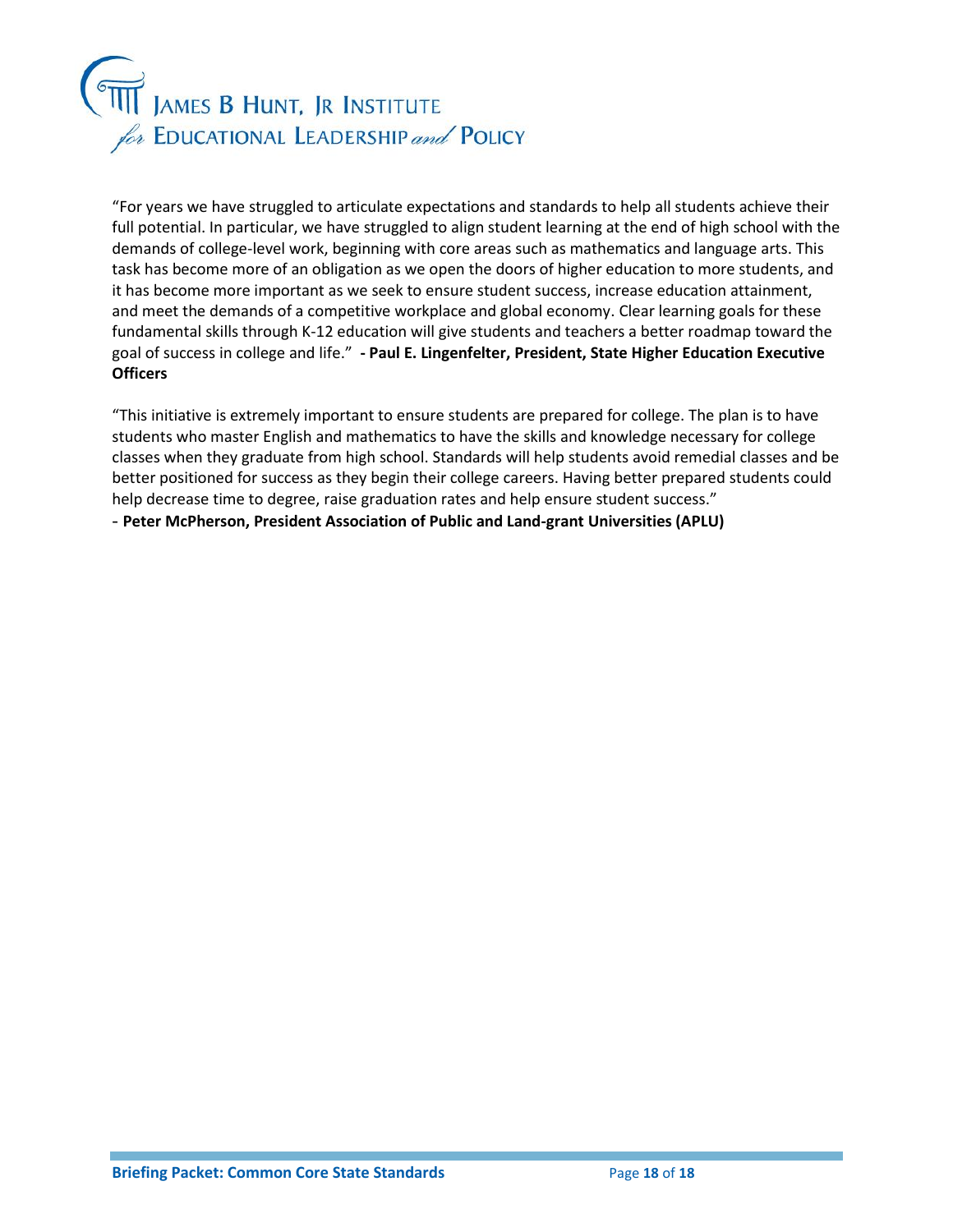"For years we have struggled to articulate expectations and standards to help all students achieve their full potential. In particular, we have struggled to align student learning at the end of high school with the demands of college-level work, beginning with core areas such as mathematics and language arts. This task has become more of an obligation as we open the doors of higher education to more students, and it has become more important as we seek to ensure student success, increase education attainment, and meet the demands of a competitive workplace and global economy. Clear learning goals for these fundamental skills through K-12 education will give students and teachers a better roadmap toward the goal of success in college and life." **- Paul E. Lingenfelter, President, State Higher Education Executive Officers**

"This initiative is extremely important to ensure students are prepared for college. The plan is to have students who master English and mathematics to have the skills and knowledge necessary for college classes when they graduate from high school. Standards will help students avoid remedial classes and be better positioned for success as they begin their college careers. Having better prepared students could help decrease time to degree, raise graduation rates and help ensure student success."
- **Peter McPherson, President Association of Public and Land-grant Universities (APLU)**